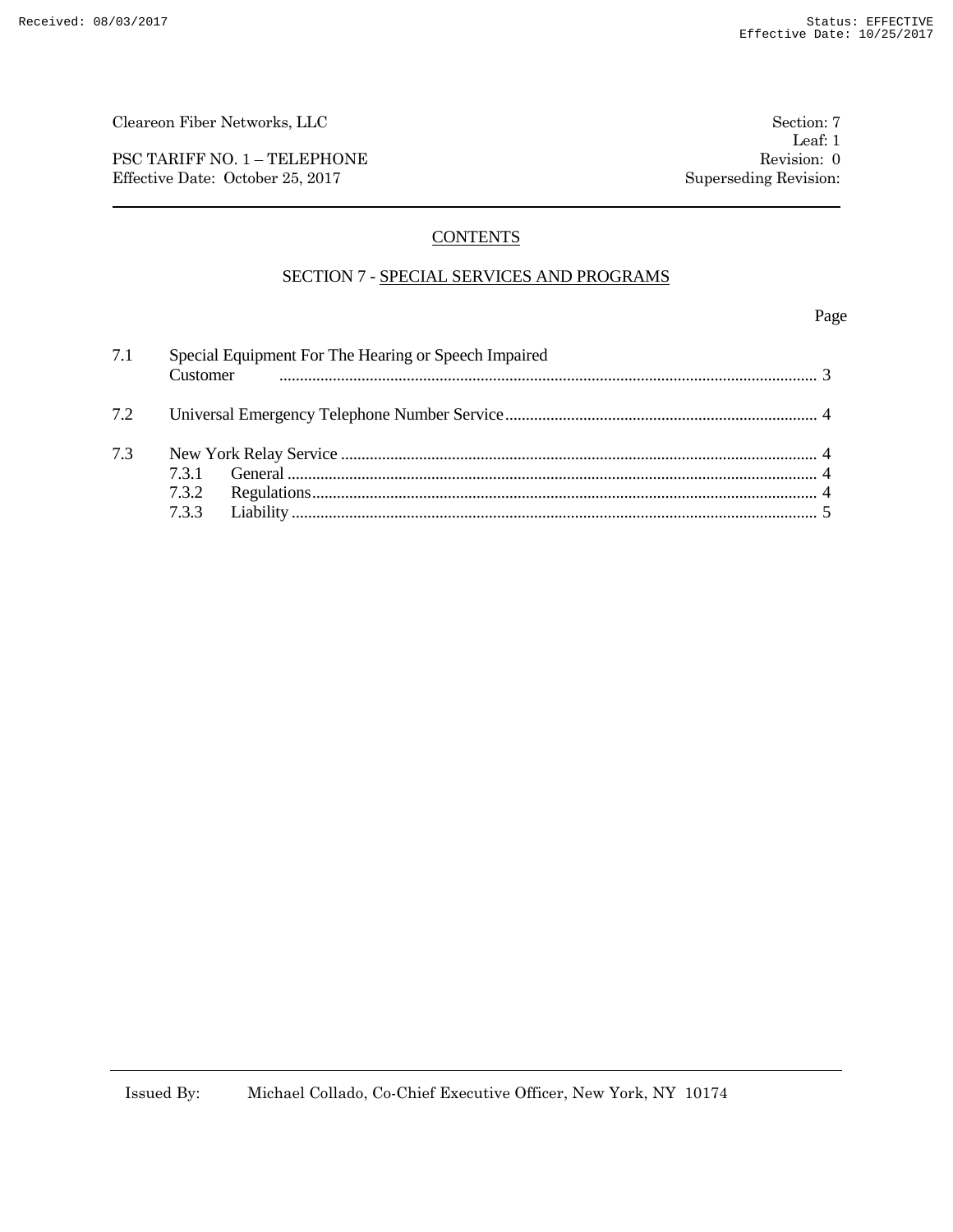Cleareon Fiber Networks, LLC — Section: 7, Leaf: 1

PSC TARIFF NO. 1 – TELEPHONE — Revision: 0

Effective Date: October 25, 2017 — Superseding Revision:

## CONTENTS

### SECTION 7 - SPECIAL SERVICES AND PROGRAMS

| | | Page |
|---|---|---|
| 7.1 | Special Equipment For The Hearing or Speech Impaired Customer | 3 |
| 7.2 | Universal Emergency Telephone Number Service | 4 |
| 7.3 | New York Relay Service | 4 |
| | 7.3.1 General | 4 |
| | 7.3.2 Regulations | 4 |
| | 7.3.3 Liability | 5 |

Issued By: Michael Collado, Co-Chief Executive Officer, New York, NY 10174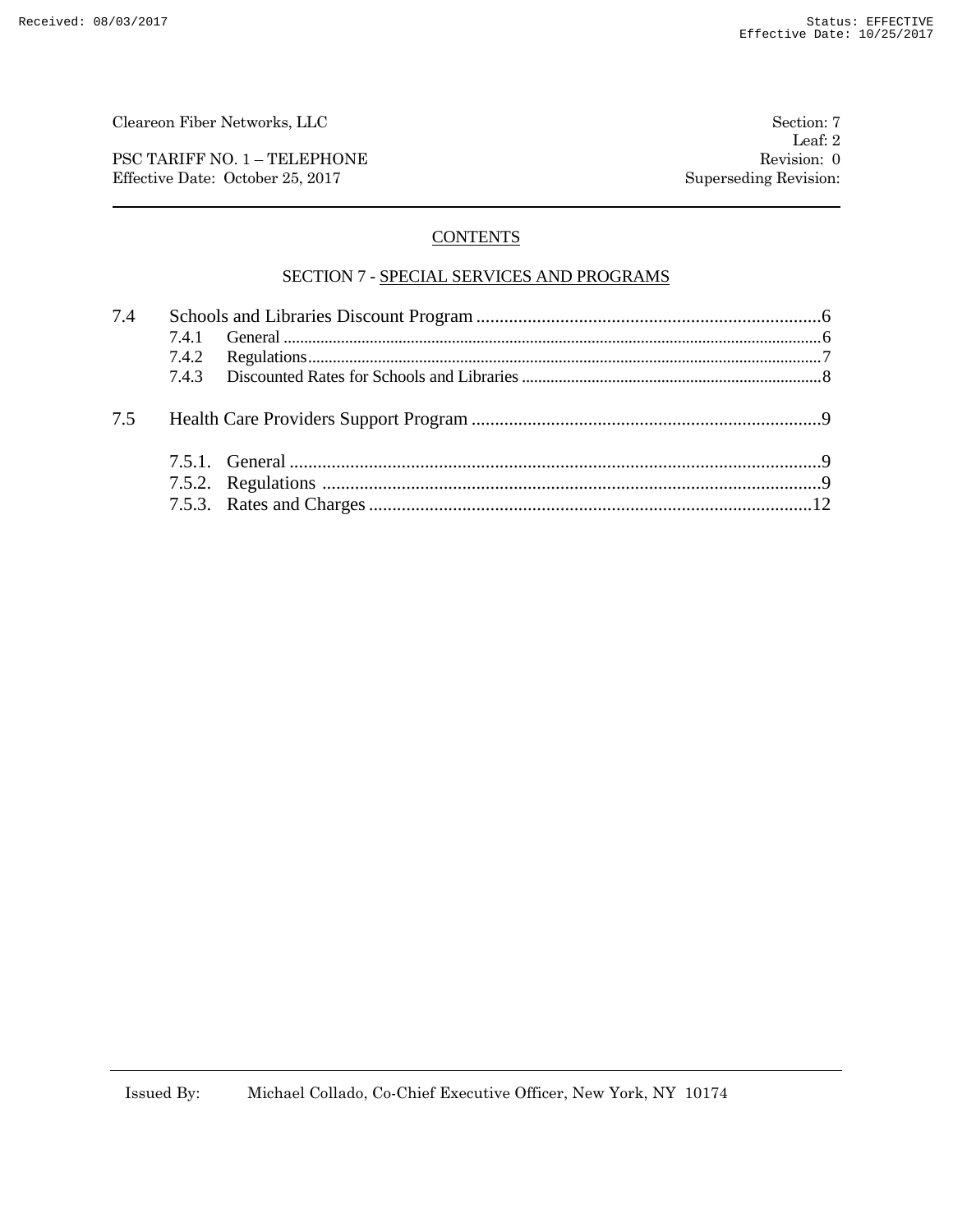Cleareon Fiber Networks, LLC | Section: 7
Leaf: 2
PSC TARIFF NO. 1 – TELEPHONE | Revision: 0
Effective Date: October 25, 2017 | Superseding Revision:

## CONTENTS

### SECTION 7 - SPECIAL SERVICES AND PROGRAMS

7.4 Schools and Libraries Discount Program .......... 6
- 7.4.1 General .......... 6
- 7.4.2 Regulations .......... 7
- 7.4.3 Discounted Rates for Schools and Libraries .......... 8

7.5 Health Care Providers Support Program .......... 9
- 7.5.1. General .......... 9
- 7.5.2. Regulations .......... 9
- 7.5.3. Rates and Charges .......... 12

Issued By: Michael Collado, Co-Chief Executive Officer, New York, NY 10174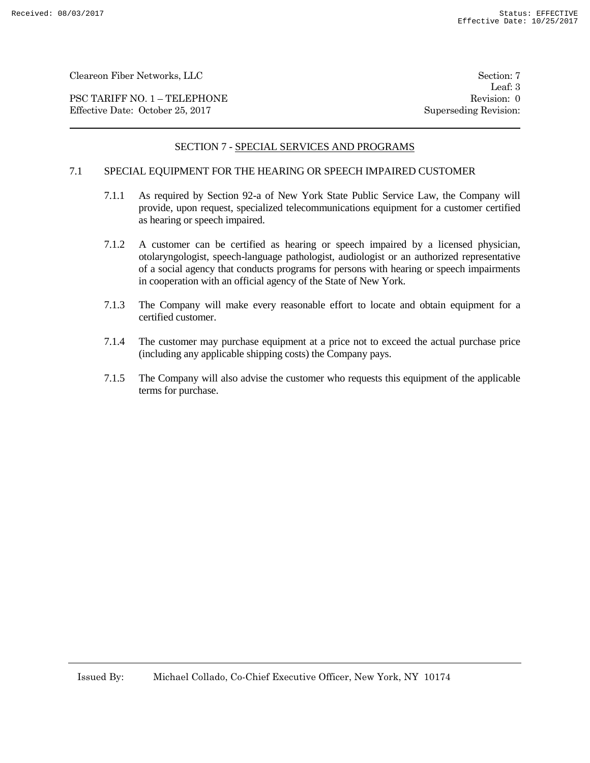## SECTION 7 - SPECIAL SERVICES AND PROGRAMS

### 7.1 SPECIAL EQUIPMENT FOR THE HEARING OR SPEECH IMPAIRED CUSTOMER

7.1.1 As required by Section 92-a of New York State Public Service Law, the Company will provide, upon request, specialized telecommunications equipment for a customer certified as hearing or speech impaired.

7.1.2 A customer can be certified as hearing or speech impaired by a licensed physician, otolaryngologist, speech-language pathologist, audiologist or an authorized representative of a social agency that conducts programs for persons with hearing or speech impairments in cooperation with an official agency of the State of New York.

7.1.3 The Company will make every reasonable effort to locate and obtain equipment for a certified customer.

7.1.4 The customer may purchase equipment at a price not to exceed the actual purchase price (including any applicable shipping costs) the Company pays.

7.1.5 The Company will also advise the customer who requests this equipment of the applicable terms for purchase.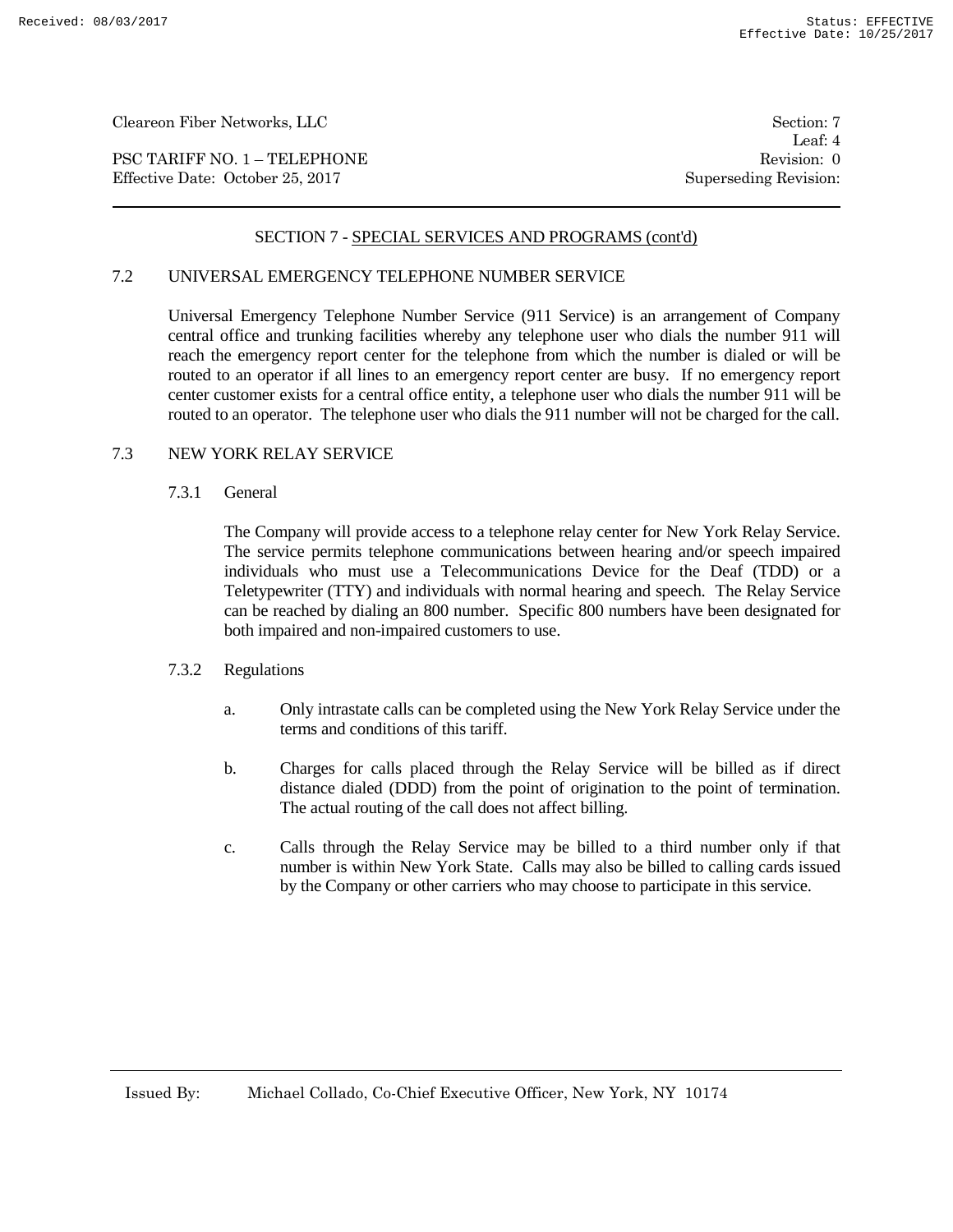## SECTION 7 - SPECIAL SERVICES AND PROGRAMS (cont'd)

### 7.2 UNIVERSAL EMERGENCY TELEPHONE NUMBER SERVICE

Universal Emergency Telephone Number Service (911 Service) is an arrangement of Company central office and trunking facilities whereby any telephone user who dials the number 911 will reach the emergency report center for the telephone from which the number is dialed or will be routed to an operator if all lines to an emergency report center are busy. If no emergency report center customer exists for a central office entity, a telephone user who dials the number 911 will be routed to an operator. The telephone user who dials the 911 number will not be charged for the call.

### 7.3 NEW YORK RELAY SERVICE

#### 7.3.1 General

The Company will provide access to a telephone relay center for New York Relay Service. The service permits telephone communications between hearing and/or speech impaired individuals who must use a Telecommunications Device for the Deaf (TDD) or a Teletypewriter (TTY) and individuals with normal hearing and speech. The Relay Service can be reached by dialing an 800 number. Specific 800 numbers have been designated for both impaired and non-impaired customers to use.

#### 7.3.2 Regulations

a. Only intrastate calls can be completed using the New York Relay Service under the terms and conditions of this tariff.

b. Charges for calls placed through the Relay Service will be billed as if direct distance dialed (DDD) from the point of origination to the point of termination. The actual routing of the call does not affect billing.

c. Calls through the Relay Service may be billed to a third number only if that number is within New York State. Calls may also be billed to calling cards issued by the Company or other carriers who may choose to participate in this service.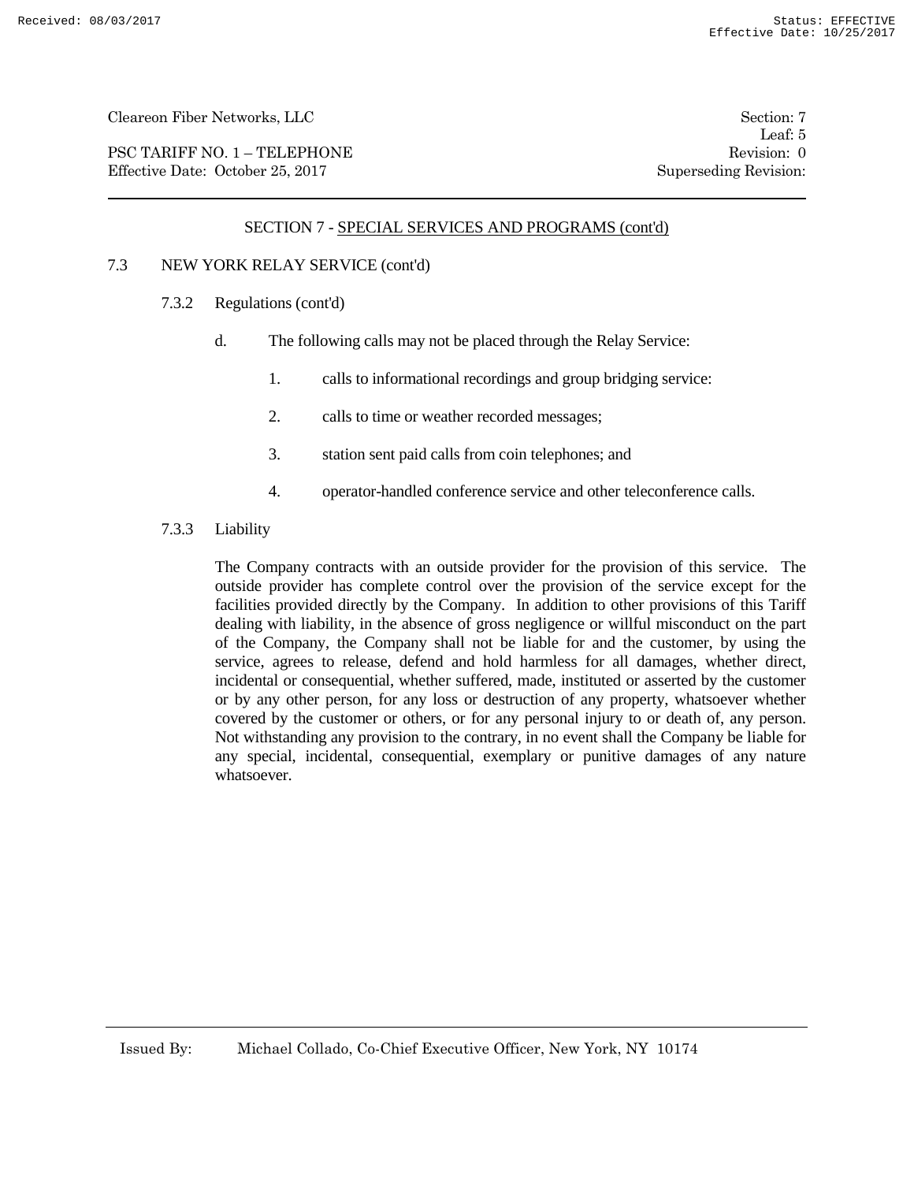## SECTION 7 - SPECIAL SERVICES AND PROGRAMS (cont'd)

### 7.3 NEW YORK RELAY SERVICE (cont'd)

#### 7.3.2 Regulations (cont'd)

d. The following calls may not be placed through the Relay Service:

1. calls to informational recordings and group bridging service:
2. calls to time or weather recorded messages;
3. station sent paid calls from coin telephones; and
4. operator-handled conference service and other teleconference calls.

#### 7.3.3 Liability

The Company contracts with an outside provider for the provision of this service. The outside provider has complete control over the provision of the service except for the facilities provided directly by the Company. In addition to other provisions of this Tariff dealing with liability, in the absence of gross negligence or willful misconduct on the part of the Company, the Company shall not be liable for and the customer, by using the service, agrees to release, defend and hold harmless for all damages, whether direct, incidental or consequential, whether suffered, made, instituted or asserted by the customer or by any other person, for any loss or destruction of any property, whatsoever whether covered by the customer or others, or for any personal injury to or death of, any person. Not withstanding any provision to the contrary, in no event shall the Company be liable for any special, incidental, consequential, exemplary or punitive damages of any nature whatsoever.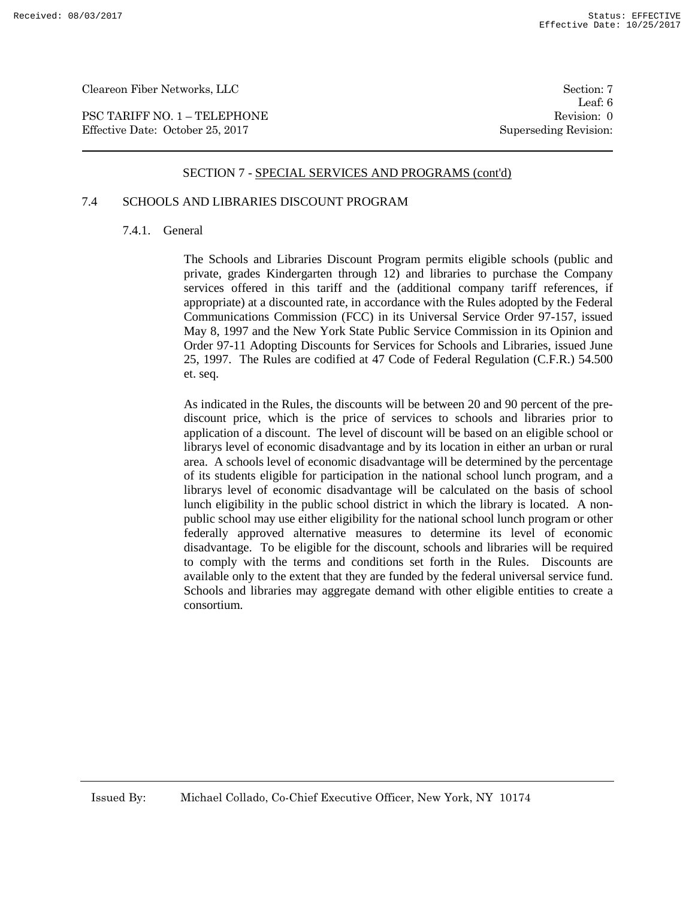## SECTION 7 - SPECIAL SERVICES AND PROGRAMS (cont'd)

### 7.4 SCHOOLS AND LIBRARIES DISCOUNT PROGRAM

#### 7.4.1. General

The Schools and Libraries Discount Program permits eligible schools (public and private, grades Kindergarten through 12) and libraries to purchase the Company services offered in this tariff and the (additional company tariff references, if appropriate) at a discounted rate, in accordance with the Rules adopted by the Federal Communications Commission (FCC) in its Universal Service Order 97-157, issued May 8, 1997 and the New York State Public Service Commission in its Opinion and Order 97-11 Adopting Discounts for Services for Schools and Libraries, issued June 25, 1997. The Rules are codified at 47 Code of Federal Regulation (C.F.R.) 54.500 et. seq.

As indicated in the Rules, the discounts will be between 20 and 90 percent of the pre-discount price, which is the price of services to schools and libraries prior to application of a discount. The level of discount will be based on an eligible school or librarys level of economic disadvantage and by its location in either an urban or rural area. A schools level of economic disadvantage will be determined by the percentage of its students eligible for participation in the national school lunch program, and a librarys level of economic disadvantage will be calculated on the basis of school lunch eligibility in the public school district in which the library is located. A non-public school may use either eligibility for the national school lunch program or other federally approved alternative measures to determine its level of economic disadvantage. To be eligible for the discount, schools and libraries will be required to comply with the terms and conditions set forth in the Rules. Discounts are available only to the extent that they are funded by the federal universal service fund. Schools and libraries may aggregate demand with other eligible entities to create a consortium.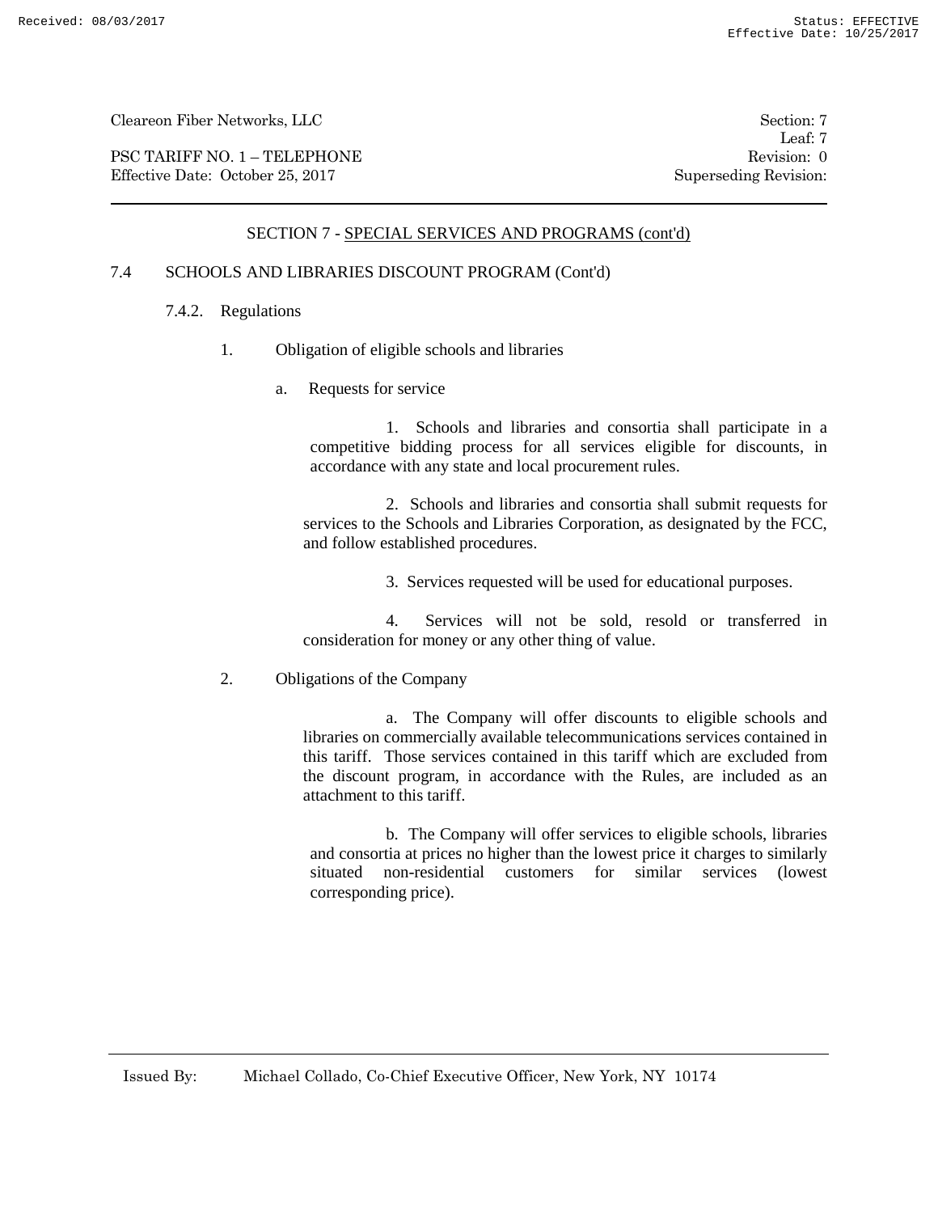Cleareon Fiber Networks, LLC | Section: 7 | Leaf: 7

PSC TARIFF NO. 1 – TELEPHONE | Revision: 0

Effective Date: October 25, 2017 | Superseding Revision:

## SECTION 7 - SPECIAL SERVICES AND PROGRAMS (cont'd)

### 7.4 SCHOOLS AND LIBRARIES DISCOUNT PROGRAM (Cont'd)

#### 7.4.2. Regulations

1. Obligation of eligible schools and libraries

   a. Requests for service

      1. Schools and libraries and consortia shall participate in a competitive bidding process for all services eligible for discounts, in accordance with any state and local procurement rules.

      2. Schools and libraries and consortia shall submit requests for services to the Schools and Libraries Corporation, as designated by the FCC, and follow established procedures.

      3. Services requested will be used for educational purposes.

      4. Services will not be sold, resold or transferred in consideration for money or any other thing of value.

2. Obligations of the Company

   a. The Company will offer discounts to eligible schools and libraries on commercially available telecommunications services contained in this tariff. Those services contained in this tariff which are excluded from the discount program, in accordance with the Rules, are included as an attachment to this tariff.

   b. The Company will offer services to eligible schools, libraries and consortia at prices no higher than the lowest price it charges to similarly situated non-residential customers for similar services (lowest corresponding price).

Issued By: Michael Collado, Co-Chief Executive Officer, New York, NY 10174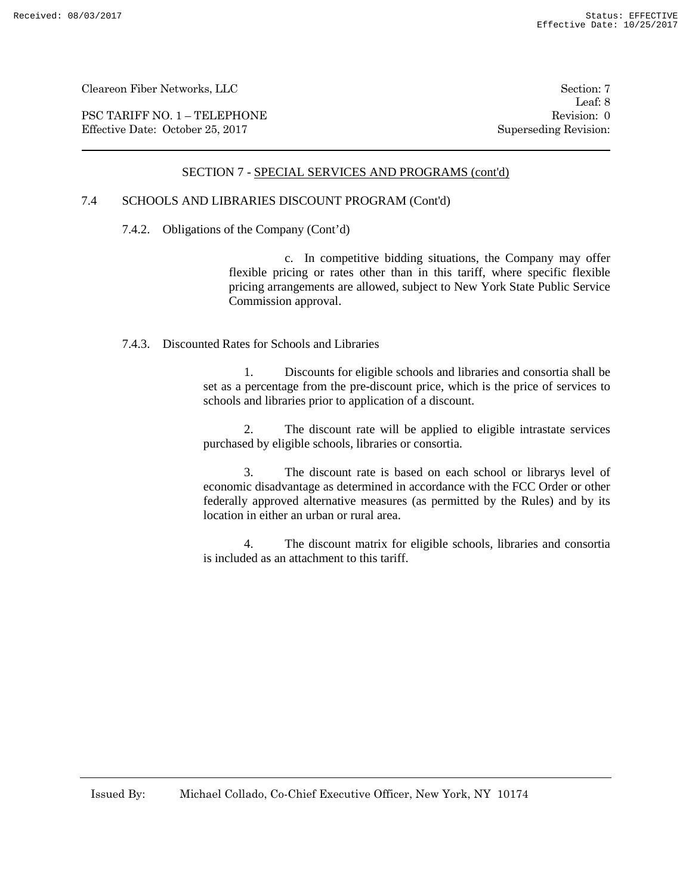## SECTION 7 - SPECIAL SERVICES AND PROGRAMS (cont'd)

### 7.4 SCHOOLS AND LIBRARIES DISCOUNT PROGRAM (Cont'd)

#### 7.4.2. Obligations of the Company (Cont'd)

c. In competitive bidding situations, the Company may offer flexible pricing or rates other than in this tariff, where specific flexible pricing arrangements are allowed, subject to New York State Public Service Commission approval.

#### 7.4.3. Discounted Rates for Schools and Libraries

1. Discounts for eligible schools and libraries and consortia shall be set as a percentage from the pre-discount price, which is the price of services to schools and libraries prior to application of a discount.

2. The discount rate will be applied to eligible intrastate services purchased by eligible schools, libraries or consortia.

3. The discount rate is based on each school or librarys level of economic disadvantage as determined in accordance with the FCC Order or other federally approved alternative measures (as permitted by the Rules) and by its location in either an urban or rural area.

4. The discount matrix for eligible schools, libraries and consortia is included as an attachment to this tariff.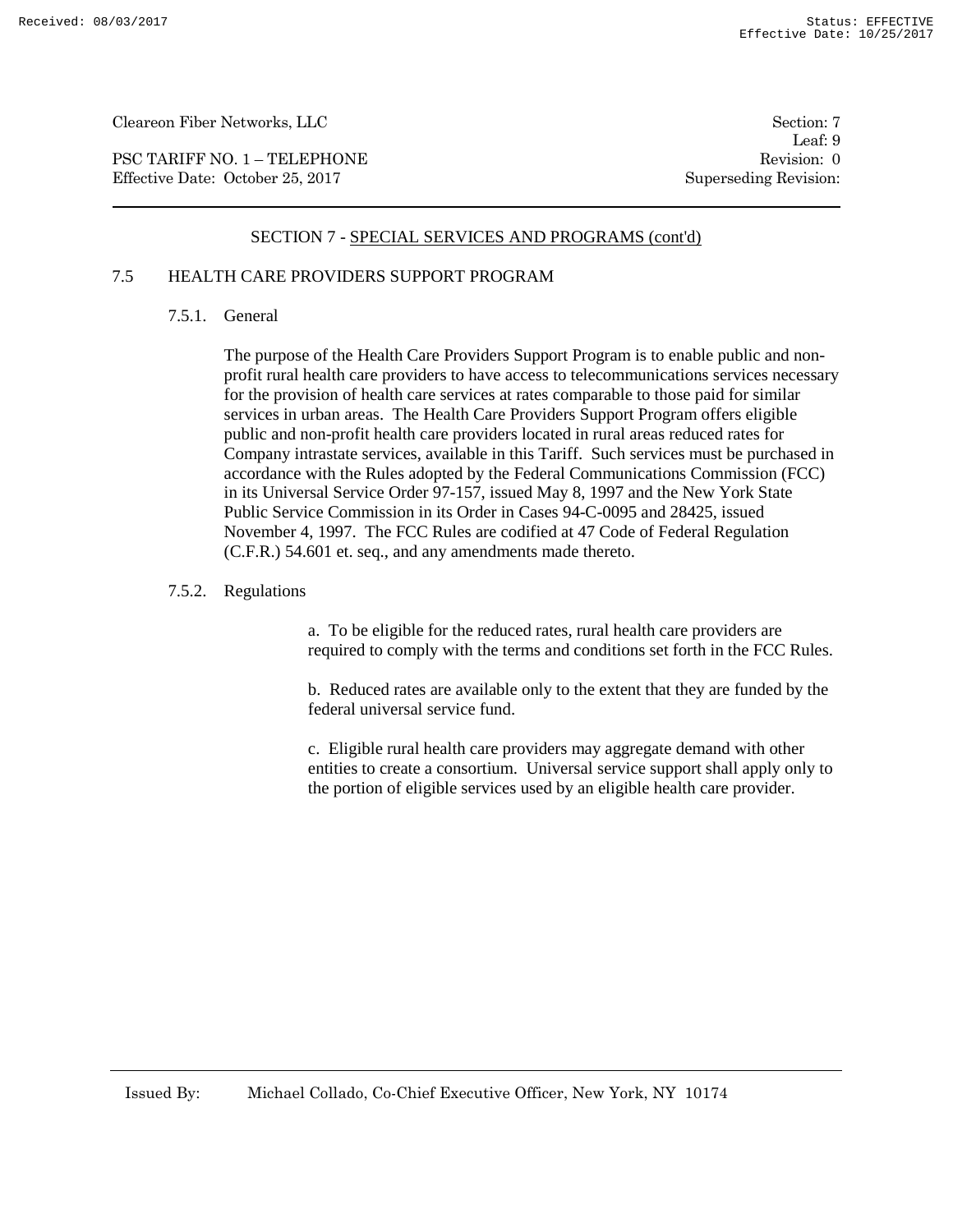## SECTION 7 - SPECIAL SERVICES AND PROGRAMS (cont'd)

### 7.5 HEALTH CARE PROVIDERS SUPPORT PROGRAM

#### 7.5.1. General

The purpose of the Health Care Providers Support Program is to enable public and non-profit rural health care providers to have access to telecommunications services necessary for the provision of health care services at rates comparable to those paid for similar services in urban areas. The Health Care Providers Support Program offers eligible public and non-profit health care providers located in rural areas reduced rates for Company intrastate services, available in this Tariff. Such services must be purchased in accordance with the Rules adopted by the Federal Communications Commission (FCC) in its Universal Service Order 97-157, issued May 8, 1997 and the New York State Public Service Commission in its Order in Cases 94-C-0095 and 28425, issued November 4, 1997. The FCC Rules are codified at 47 Code of Federal Regulation (C.F.R.) 54.601 et. seq., and any amendments made thereto.

#### 7.5.2. Regulations

a. To be eligible for the reduced rates, rural health care providers are required to comply with the terms and conditions set forth in the FCC Rules.

b. Reduced rates are available only to the extent that they are funded by the federal universal service fund.

c. Eligible rural health care providers may aggregate demand with other entities to create a consortium. Universal service support shall apply only to the portion of eligible services used by an eligible health care provider.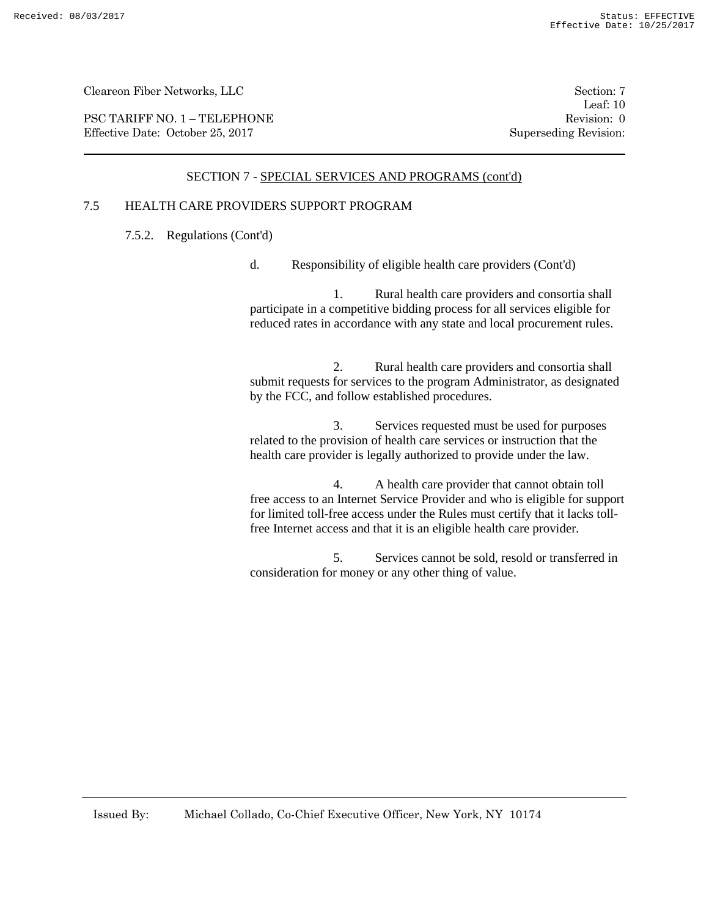## SECTION 7 - SPECIAL SERVICES AND PROGRAMS (cont'd)

### 7.5 HEALTH CARE PROVIDERS SUPPORT PROGRAM

#### 7.5.2. Regulations (Cont'd)

d. Responsibility of eligible health care providers (Cont'd)

1. Rural health care providers and consortia shall participate in a competitive bidding process for all services eligible for reduced rates in accordance with any state and local procurement rules.

2. Rural health care providers and consortia shall submit requests for services to the program Administrator, as designated by the FCC, and follow established procedures.

3. Services requested must be used for purposes related to the provision of health care services or instruction that the health care provider is legally authorized to provide under the law.

4. A health care provider that cannot obtain toll free access to an Internet Service Provider and who is eligible for support for limited toll-free access under the Rules must certify that it lacks toll-free Internet access and that it is an eligible health care provider.

5. Services cannot be sold, resold or transferred in consideration for money or any other thing of value.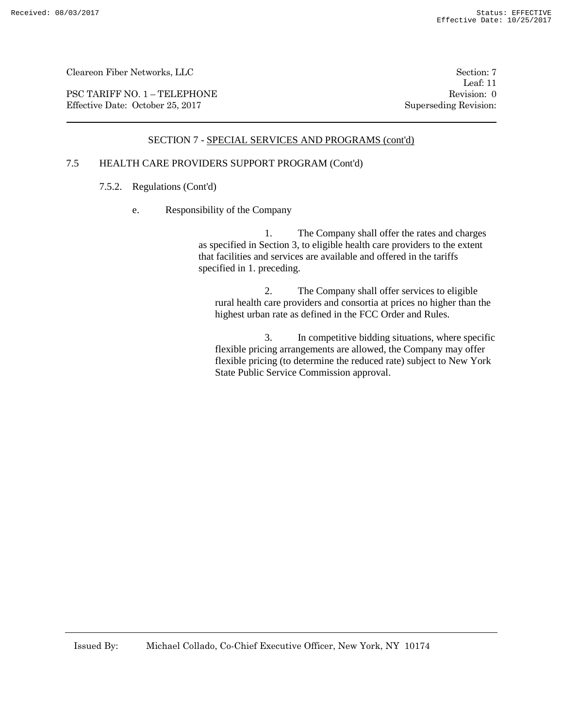## SECTION 7 - SPECIAL SERVICES AND PROGRAMS (cont'd)

### 7.5 HEALTH CARE PROVIDERS SUPPORT PROGRAM (Cont'd)

#### 7.5.2. Regulations (Cont'd)

e. Responsibility of the Company

1. The Company shall offer the rates and charges as specified in Section 3, to eligible health care providers to the extent that facilities and services are available and offered in the tariffs specified in 1. preceding.

2. The Company shall offer services to eligible rural health care providers and consortia at prices no higher than the highest urban rate as defined in the FCC Order and Rules.

3. In competitive bidding situations, where specific flexible pricing arrangements are allowed, the Company may offer flexible pricing (to determine the reduced rate) subject to New York State Public Service Commission approval.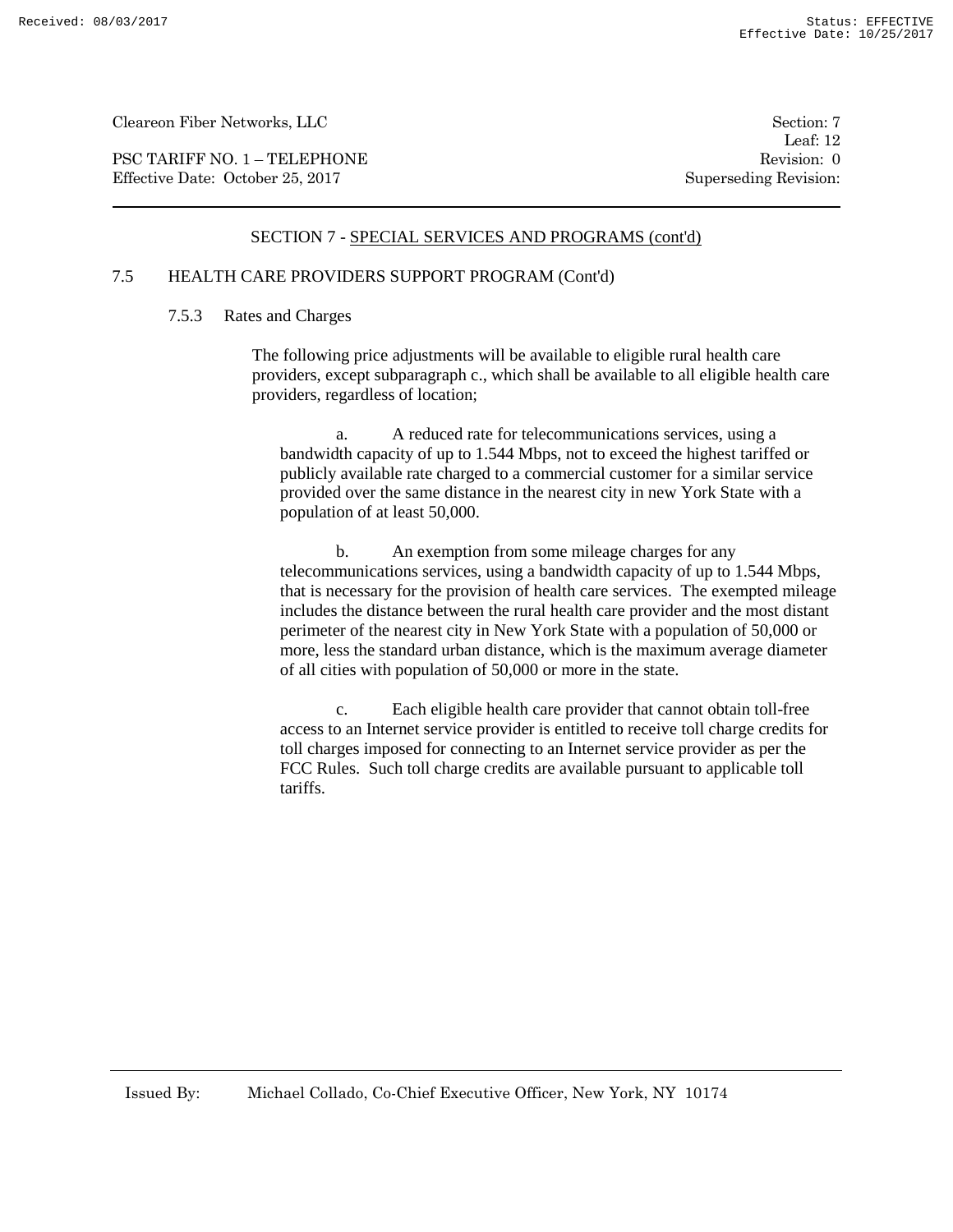## SECTION 7 - SPECIAL SERVICES AND PROGRAMS (cont'd)

### 7.5 HEALTH CARE PROVIDERS SUPPORT PROGRAM (Cont'd)

#### 7.5.3 Rates and Charges

The following price adjustments will be available to eligible rural health care providers, except subparagraph c., which shall be available to all eligible health care providers, regardless of location;

a. A reduced rate for telecommunications services, using a bandwidth capacity of up to 1.544 Mbps, not to exceed the highest tariffed or publicly available rate charged to a commercial customer for a similar service provided over the same distance in the nearest city in new York State with a population of at least 50,000.

b. An exemption from some mileage charges for any telecommunications services, using a bandwidth capacity of up to 1.544 Mbps, that is necessary for the provision of health care services. The exempted mileage includes the distance between the rural health care provider and the most distant perimeter of the nearest city in New York State with a population of 50,000 or more, less the standard urban distance, which is the maximum average diameter of all cities with population of 50,000 or more in the state.

c. Each eligible health care provider that cannot obtain toll-free access to an Internet service provider is entitled to receive toll charge credits for toll charges imposed for connecting to an Internet service provider as per the FCC Rules. Such toll charge credits are available pursuant to applicable toll tariffs.